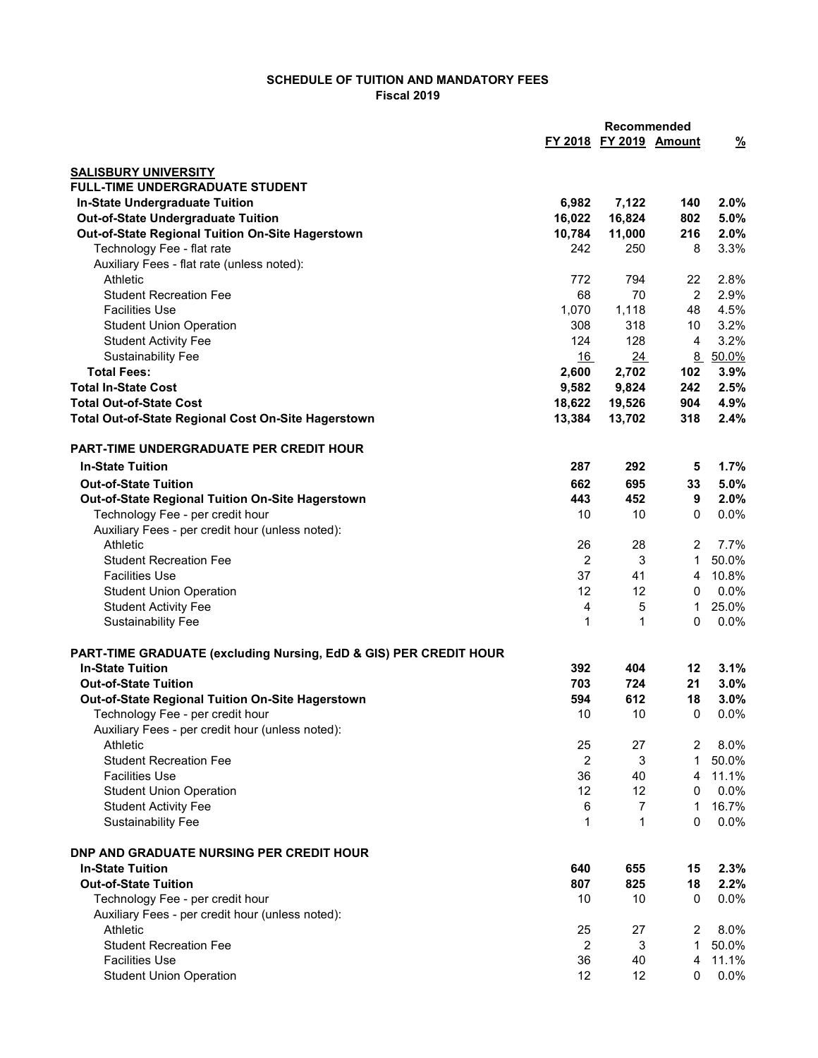**SCHEDULE OF TUITION AND MANDATORY FEES**
**Fiscal 2019**

| | FY 2018 | Recommended FY 2019 | Amount | % |
|---|---|---|---|---|
| **SALISBURY UNIVERSITY** | | | | |
| **FULL-TIME UNDERGRADUATE STUDENT** | | | | |
| **In-State Undergraduate Tuition** | **6,982** | **7,122** | **140** | **2.0%** |
| **Out-of-State Undergraduate Tuition** | **16,022** | **16,824** | **802** | **5.0%** |
| **Out-of-State Regional Tuition On-Site Hagerstown** | **10,784** | **11,000** | **216** | **2.0%** |
| Technology Fee - flat rate | 242 | 250 | 8 | 3.3% |
| Auxiliary Fees - flat rate (unless noted): | | | | |
| Athletic | 772 | 794 | 22 | 2.8% |
| Student Recreation Fee | 68 | 70 | 2 | 2.9% |
| Facilities Use | 1,070 | 1,118 | 48 | 4.5% |
| Student Union Operation | 308 | 318 | 10 | 3.2% |
| Student Activity Fee | 124 | 128 | 4 | 3.2% |
| Sustainability Fee | 16 | 24 | 8 | 50.0% |
| **Total Fees:** | **2,600** | **2,702** | **102** | **3.9%** |
| **Total In-State Cost** | **9,582** | **9,824** | **242** | **2.5%** |
| **Total Out-of-State Cost** | **18,622** | **19,526** | **904** | **4.9%** |
| **Total Out-of-State Regional Cost On-Site Hagerstown** | **13,384** | **13,702** | **318** | **2.4%** |
| **PART-TIME UNDERGRADUATE PER CREDIT HOUR** | | | | |
| **In-State Tuition** | **287** | **292** | **5** | **1.7%** |
| **Out-of-State Tuition** | **662** | **695** | **33** | **5.0%** |
| **Out-of-State Regional Tuition On-Site Hagerstown** | **443** | **452** | **9** | **2.0%** |
| Technology Fee - per credit hour | 10 | 10 | 0 | 0.0% |
| Auxiliary Fees - per credit hour (unless noted): | | | | |
| Athletic | 26 | 28 | 2 | 7.7% |
| Student Recreation Fee | 2 | 3 | 1 | 50.0% |
| Facilities Use | 37 | 41 | 4 | 10.8% |
| Student Union Operation | 12 | 12 | 0 | 0.0% |
| Student Activity Fee | 4 | 5 | 1 | 25.0% |
| Sustainability Fee | 1 | 1 | 0 | 0.0% |
| **PART-TIME GRADUATE (excluding Nursing, EdD & GIS) PER CREDIT HOUR** | | | | |
| **In-State Tuition** | **392** | **404** | **12** | **3.1%** |
| **Out-of-State Tuition** | **703** | **724** | **21** | **3.0%** |
| **Out-of-State Regional Tuition On-Site Hagerstown** | **594** | **612** | **18** | **3.0%** |
| Technology Fee - per credit hour | 10 | 10 | 0 | 0.0% |
| Auxiliary Fees - per credit hour (unless noted): | | | | |
| Athletic | 25 | 27 | 2 | 8.0% |
| Student Recreation Fee | 2 | 3 | 1 | 50.0% |
| Facilities Use | 36 | 40 | 4 | 11.1% |
| Student Union Operation | 12 | 12 | 0 | 0.0% |
| Student Activity Fee | 6 | 7 | 1 | 16.7% |
| Sustainability Fee | 1 | 1 | 0 | 0.0% |
| **DNP AND GRADUATE NURSING PER CREDIT HOUR** | | | | |
| **In-State Tuition** | **640** | **655** | **15** | **2.3%** |
| **Out-of-State Tuition** | **807** | **825** | **18** | **2.2%** |
| Technology Fee - per credit hour | 10 | 10 | 0 | 0.0% |
| Auxiliary Fees - per credit hour (unless noted): | | | | |
| Athletic | 25 | 27 | 2 | 8.0% |
| Student Recreation Fee | 2 | 3 | 1 | 50.0% |
| Facilities Use | 36 | 40 | 4 | 11.1% |
| Student Union Operation | 12 | 12 | 0 | 0.0% |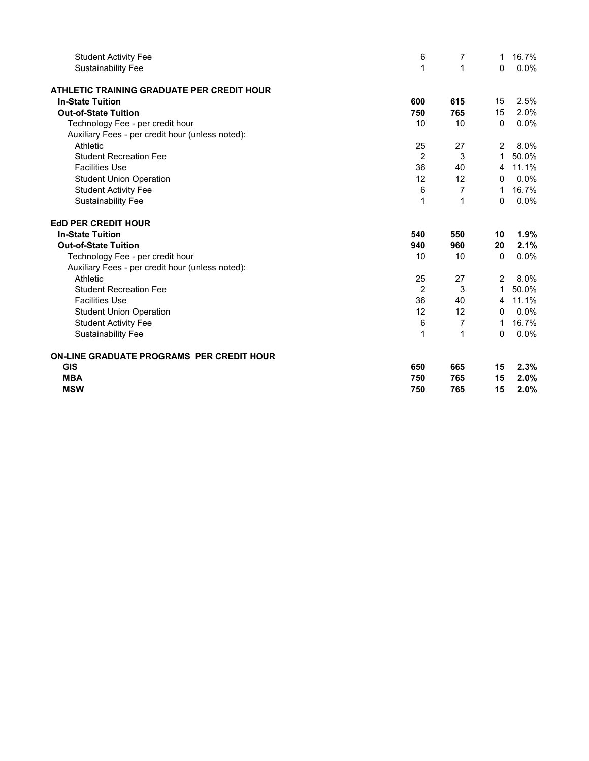| | | | | |
|---|---|---|---|---|
| Student Activity Fee | 6 | 7 | 1 | 16.7% |
| Sustainability Fee | 1 | 1 | 0 | 0.0% |
| | | | | |
| **ATHLETIC TRAINING GRADUATE PER CREDIT HOUR** | | | | |
| **In-State Tuition** | **600** | **615** | 15 | 2.5% |
| **Out-of-State Tuition** | **750** | **765** | 15 | 2.0% |
| Technology Fee - per credit hour | 10 | 10 | 0 | 0.0% |
| Auxiliary Fees - per credit hour (unless noted): | | | | |
| Athletic | 25 | 27 | 2 | 8.0% |
| Student Recreation Fee | 2 | 3 | 1 | 50.0% |
| Facilities Use | 36 | 40 | 4 | 11.1% |
| Student Union Operation | 12 | 12 | 0 | 0.0% |
| Student Activity Fee | 6 | 7 | 1 | 16.7% |
| Sustainability Fee | 1 | 1 | 0 | 0.0% |
| | | | | |
| **EdD PER CREDIT HOUR** | | | | |
| **In-State Tuition** | **540** | **550** | **10** | **1.9%** |
| **Out-of-State Tuition** | **940** | **960** | **20** | **2.1%** |
| Technology Fee - per credit hour | 10 | 10 | 0 | 0.0% |
| Auxiliary Fees - per credit hour (unless noted): | | | | |
| Athletic | 25 | 27 | 2 | 8.0% |
| Student Recreation Fee | 2 | 3 | 1 | 50.0% |
| Facilities Use | 36 | 40 | 4 | 11.1% |
| Student Union Operation | 12 | 12 | 0 | 0.0% |
| Student Activity Fee | 6 | 7 | 1 | 16.7% |
| Sustainability Fee | 1 | 1 | 0 | 0.0% |
| | | | | |
| **ON-LINE GRADUATE PROGRAMS PER CREDIT HOUR** | | | | |
| **GIS** | **650** | **665** | **15** | **2.3%** |
| **MBA** | **750** | **765** | **15** | **2.0%** |
| **MSW** | **750** | **765** | **15** | **2.0%** |